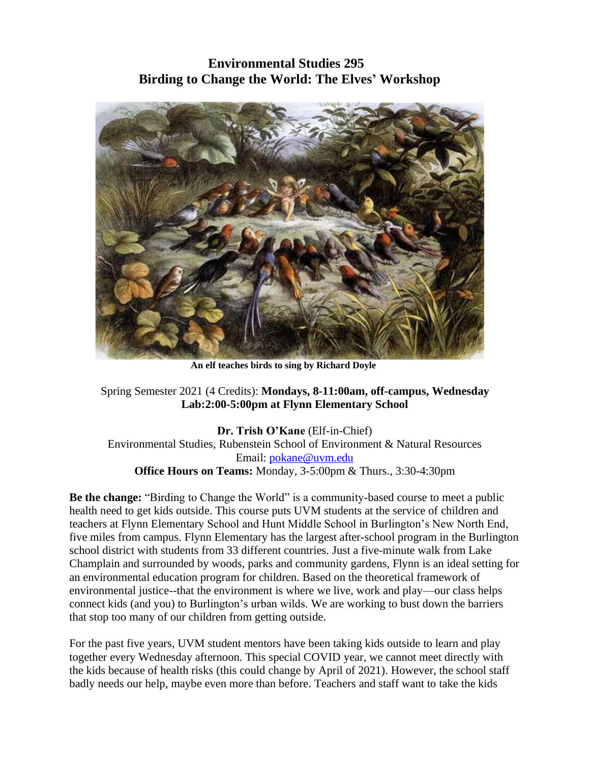# Environmental Studies 295
# Birding to Change the World: The Elves' Workshop

**An elf teaches birds to sing by Richard Doyle**

Spring Semester 2021 (4 Credits): **Mondays, 8-11:00am, off-campus, Wednesday Lab:2:00-5:00pm at Flynn Elementary School**

**Dr. Trish O'Kane** (Elf-in-Chief)
Environmental Studies, Rubenstein School of Environment & Natural Resources
Email: pokane@uvm.edu
**Office Hours on Teams:** Monday, 3-5:00pm & Thurs., 3:30-4:30pm

**Be the change:** "Birding to Change the World" is a community-based course to meet a public health need to get kids outside. This course puts UVM students at the service of children and teachers at Flynn Elementary School and Hunt Middle School in Burlington's New North End, five miles from campus. Flynn Elementary has the largest after-school program in the Burlington school district with students from 33 different countries. Just a five-minute walk from Lake Champlain and surrounded by woods, parks and community gardens, Flynn is an ideal setting for an environmental education program for children. Based on the theoretical framework of environmental justice--that the environment is where we live, work and play—our class helps connect kids (and you) to Burlington's urban wilds. We are working to bust down the barriers that stop too many of our children from getting outside.

For the past five years, UVM student mentors have been taking kids outside to learn and play together every Wednesday afternoon. This special COVID year, we cannot meet directly with the kids because of health risks (this could change by April of 2021). However, the school staff badly needs our help, maybe even more than before. Teachers and staff want to take the kids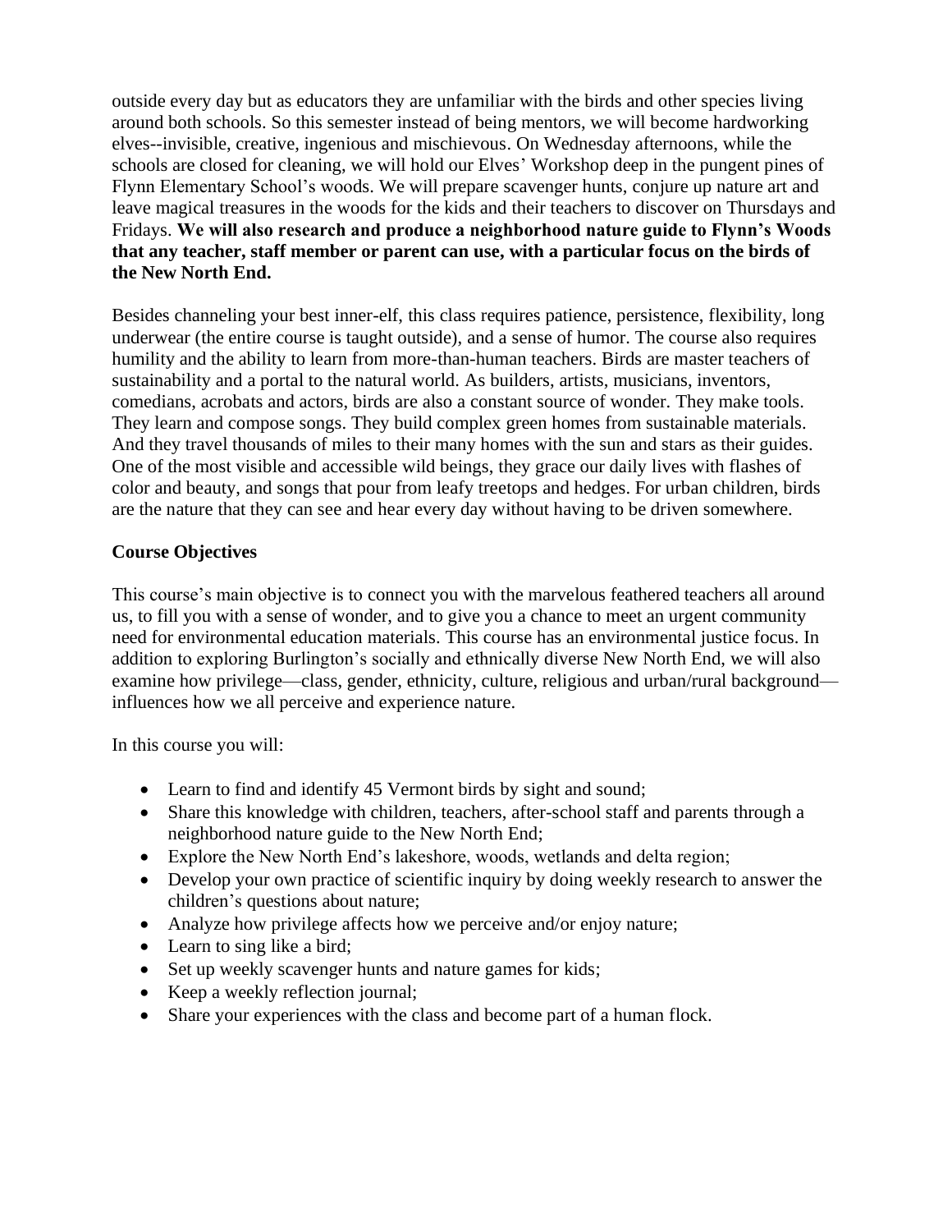outside every day but as educators they are unfamiliar with the birds and other species living around both schools. So this semester instead of being mentors, we will become hardworking elves--invisible, creative, ingenious and mischievous. On Wednesday afternoons, while the schools are closed for cleaning, we will hold our Elves' Workshop deep in the pungent pines of Flynn Elementary School's woods. We will prepare scavenger hunts, conjure up nature art and leave magical treasures in the woods for the kids and their teachers to discover on Thursdays and Fridays. **We will also research and produce a neighborhood nature guide to Flynn's Woods that any teacher, staff member or parent can use, with a particular focus on the birds of the New North End.**

Besides channeling your best inner-elf, this class requires patience, persistence, flexibility, long underwear (the entire course is taught outside), and a sense of humor. The course also requires humility and the ability to learn from more-than-human teachers. Birds are master teachers of sustainability and a portal to the natural world. As builders, artists, musicians, inventors, comedians, acrobats and actors, birds are also a constant source of wonder. They make tools. They learn and compose songs. They build complex green homes from sustainable materials. And they travel thousands of miles to their many homes with the sun and stars as their guides. One of the most visible and accessible wild beings, they grace our daily lives with flashes of color and beauty, and songs that pour from leafy treetops and hedges. For urban children, birds are the nature that they can see and hear every day without having to be driven somewhere.

**Course Objectives**

This course's main objective is to connect you with the marvelous feathered teachers all around us, to fill you with a sense of wonder, and to give you a chance to meet an urgent community need for environmental education materials. This course has an environmental justice focus. In addition to exploring Burlington's socially and ethnically diverse New North End, we will also examine how privilege—class, gender, ethnicity, culture, religious and urban/rural background—influences how we all perceive and experience nature.

In this course you will:

- Learn to find and identify 45 Vermont birds by sight and sound;
- Share this knowledge with children, teachers, after-school staff and parents through a neighborhood nature guide to the New North End;
- Explore the New North End's lakeshore, woods, wetlands and delta region;
- Develop your own practice of scientific inquiry by doing weekly research to answer the children's questions about nature;
- Analyze how privilege affects how we perceive and/or enjoy nature;
- Learn to sing like a bird;
- Set up weekly scavenger hunts and nature games for kids;
- Keep a weekly reflection journal;
- Share your experiences with the class and become part of a human flock.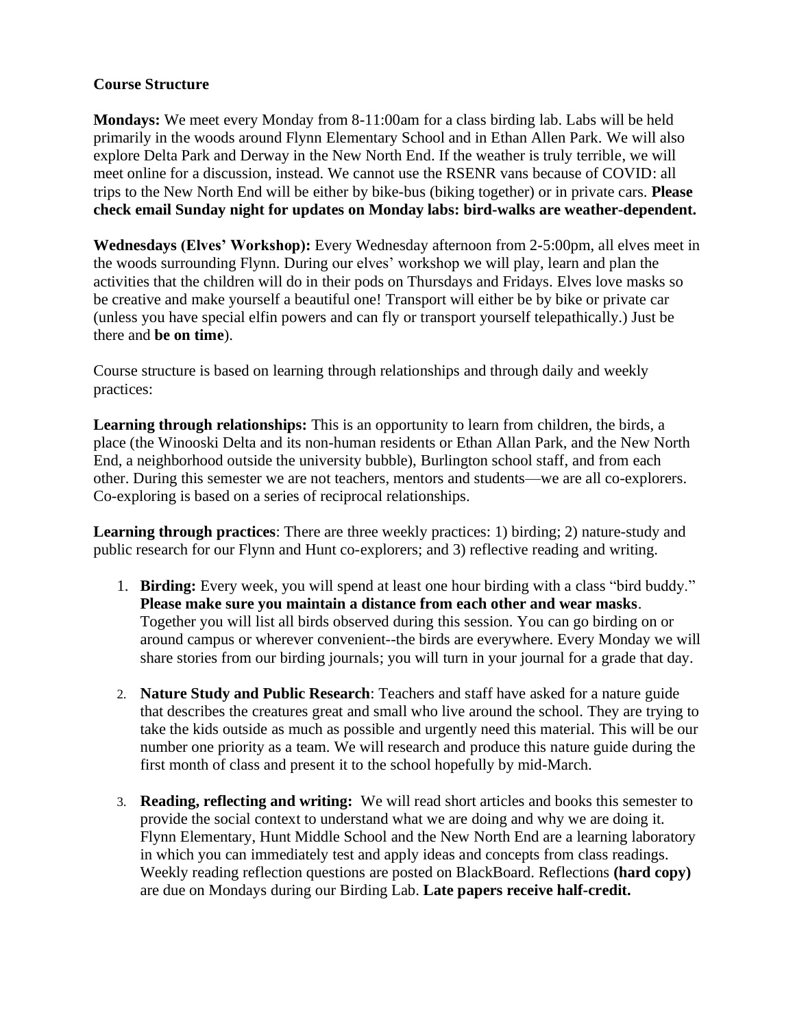**Course Structure**

**Mondays:** We meet every Monday from 8-11:00am for a class birding lab. Labs will be held primarily in the woods around Flynn Elementary School and in Ethan Allen Park. We will also explore Delta Park and Derway in the New North End. If the weather is truly terrible, we will meet online for a discussion, instead. We cannot use the RSENR vans because of COVID: all trips to the New North End will be either by bike-bus (biking together) or in private cars. **Please check email Sunday night for updates on Monday labs: bird-walks are weather-dependent.**

**Wednesdays (Elves' Workshop):** Every Wednesday afternoon from 2-5:00pm, all elves meet in the woods surrounding Flynn. During our elves' workshop we will play, learn and plan the activities that the children will do in their pods on Thursdays and Fridays. Elves love masks so be creative and make yourself a beautiful one! Transport will either be by bike or private car (unless you have special elfin powers and can fly or transport yourself telepathically.) Just be there and **be on time**).

Course structure is based on learning through relationships and through daily and weekly practices:

**Learning through relationships:** This is an opportunity to learn from children, the birds, a place (the Winooski Delta and its non-human residents or Ethan Allan Park, and the New North End, a neighborhood outside the university bubble), Burlington school staff, and from each other. During this semester we are not teachers, mentors and students—we are all co-explorers. Co-exploring is based on a series of reciprocal relationships.

**Learning through practices**: There are three weekly practices: 1) birding; 2) nature-study and public research for our Flynn and Hunt co-explorers; and 3) reflective reading and writing.

1. **Birding:** Every week, you will spend at least one hour birding with a class "bird buddy." **Please make sure you maintain a distance from each other and wear masks**. Together you will list all birds observed during this session. You can go birding on or around campus or wherever convenient--the birds are everywhere. Every Monday we will share stories from our birding journals; you will turn in your journal for a grade that day.

2. **Nature Study and Public Research**: Teachers and staff have asked for a nature guide that describes the creatures great and small who live around the school. They are trying to take the kids outside as much as possible and urgently need this material. This will be our number one priority as a team. We will research and produce this nature guide during the first month of class and present it to the school hopefully by mid-March.

3. **Reading, reflecting and writing:** We will read short articles and books this semester to provide the social context to understand what we are doing and why we are doing it. Flynn Elementary, Hunt Middle School and the New North End are a learning laboratory in which you can immediately test and apply ideas and concepts from class readings. Weekly reading reflection questions are posted on BlackBoard. Reflections **(hard copy)** are due on Mondays during our Birding Lab. **Late papers receive half-credit.**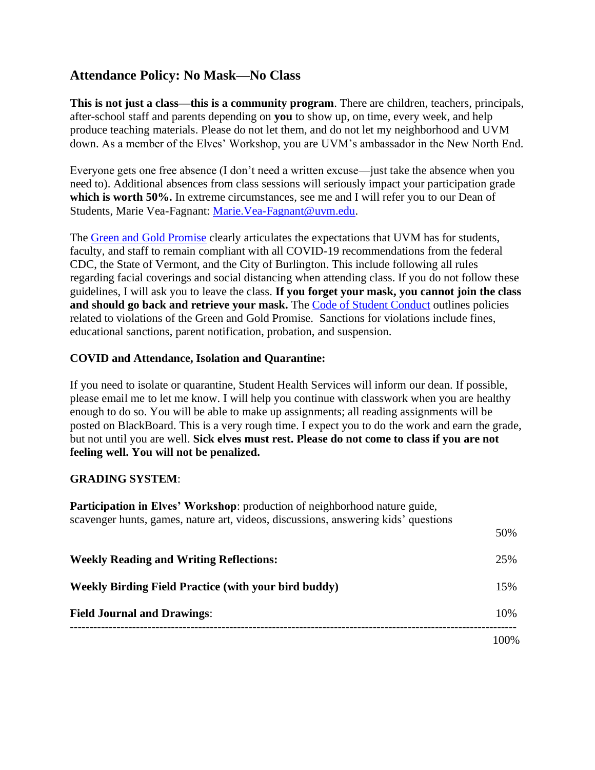## Attendance Policy: No Mask—No Class

**This is not just a class—this is a community program**. There are children, teachers, principals, after-school staff and parents depending on **you** to show up, on time, every week, and help produce teaching materials. Please do not let them, and do not let my neighborhood and UVM down. As a member of the Elves' Workshop, you are UVM's ambassador in the New North End.

Everyone gets one free absence (I don't need a written excuse—just take the absence when you need to). Additional absences from class sessions will seriously impact your participation grade **which is worth 50%.** In extreme circumstances, see me and I will refer you to our Dean of Students, Marie Vea-Fagnant: Marie.Vea-Fagnant@uvm.edu.

The Green and Gold Promise clearly articulates the expectations that UVM has for students, faculty, and staff to remain compliant with all COVID-19 recommendations from the federal CDC, the State of Vermont, and the City of Burlington. This include following all rules regarding facial coverings and social distancing when attending class. If you do not follow these guidelines, I will ask you to leave the class. **If you forget your mask, you cannot join the class and should go back and retrieve your mask.** The Code of Student Conduct outlines policies related to violations of the Green and Gold Promise. Sanctions for violations include fines, educational sanctions, parent notification, probation, and suspension.

**COVID and Attendance, Isolation and Quarantine:**

If you need to isolate or quarantine, Student Health Services will inform our dean. If possible, please email me to let me know. I will help you continue with classwork when you are healthy enough to do so. You will be able to make up assignments; all reading assignments will be posted on BlackBoard. This is a very rough time. I expect you to do the work and earn the grade, but not until you are well. **Sick elves must rest. Please do not come to class if you are not feeling well. You will not be penalized.**

**GRADING SYSTEM**:

| Component | Weight |
|---|---|
| **Participation in Elves' Workshop**: production of neighborhood nature guide, scavenger hunts, games, nature art, videos, discussions, answering kids' questions | 50% |
| **Weekly Reading and Writing Reflections:** | 25% |
| **Weekly Birding Field Practice (with your bird buddy)** | 15% |
| **Field Journal and Drawings**: | 10% |
| | 100% |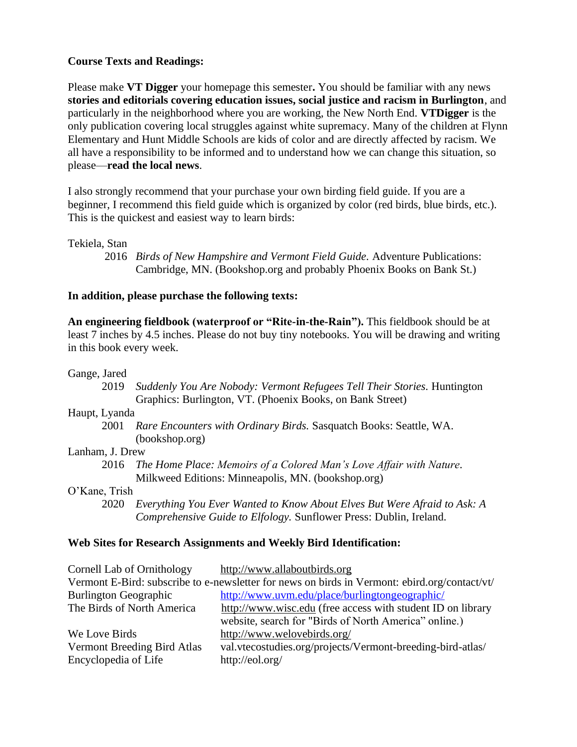**Course Texts and Readings:**

Please make **VT Digger** your homepage this semester**.** You should be familiar with any news **stories and editorials covering education issues, social justice and racism in Burlington**, and particularly in the neighborhood where you are working, the New North End. **VTDigger** is the only publication covering local struggles against white supremacy. Many of the children at Flynn Elementary and Hunt Middle Schools are kids of color and are directly affected by racism. We all have a responsibility to be informed and to understand how we can change this situation, so please—**read the local news**.

I also strongly recommend that your purchase your own birding field guide. If you are a beginner, I recommend this field guide which is organized by color (red birds, blue birds, etc.). This is the quickest and easiest way to learn birds:

Tekiela, Stan
  2016 *Birds of New Hampshire and Vermont Field Guide.* Adventure Publications: Cambridge, MN. (Bookshop.org and probably Phoenix Books on Bank St.)

**In addition, please purchase the following texts:**

**An engineering fieldbook (waterproof or "Rite-in-the-Rain").** This fieldbook should be at least 7 inches by 4.5 inches. Please do not buy tiny notebooks. You will be drawing and writing in this book every week.

Gange, Jared
  2019 *Suddenly You Are Nobody: Vermont Refugees Tell Their Stories.* Huntington Graphics: Burlington, VT. (Phoenix Books, on Bank Street)

Haupt, Lyanda
  2001 *Rare Encounters with Ordinary Birds.* Sasquatch Books: Seattle, WA. (bookshop.org)

Lanham, J. Drew
  2016 *The Home Place: Memoirs of a Colored Man's Love Affair with Nature.* Milkweed Editions: Minneapolis, MN. (bookshop.org)

O'Kane, Trish
  2020 *Everything You Ever Wanted to Know About Elves But Were Afraid to Ask: A Comprehensive Guide to Elfology.* Sunflower Press: Dublin, Ireland.

**Web Sites for Research Assignments and Weekly Bird Identification:**

Cornell Lab of Ornithology http://www.allaboutbirds.org

Vermont E-Bird: subscribe to e-newsletter for news on birds in Vermont: ebird.org/contact/vt/

Burlington Geographic http://www.uvm.edu/place/burlingtongeographic/

The Birds of North America http://www.wisc.edu (free access with student ID on library website, search for "Birds of North America" online.)

We Love Birds http://www.welovebirds.org/

Vermont Breeding Bird Atlas val.vtecostudies.org/projects/Vermont-breeding-bird-atlas/

Encyclopedia of Life http://eol.org/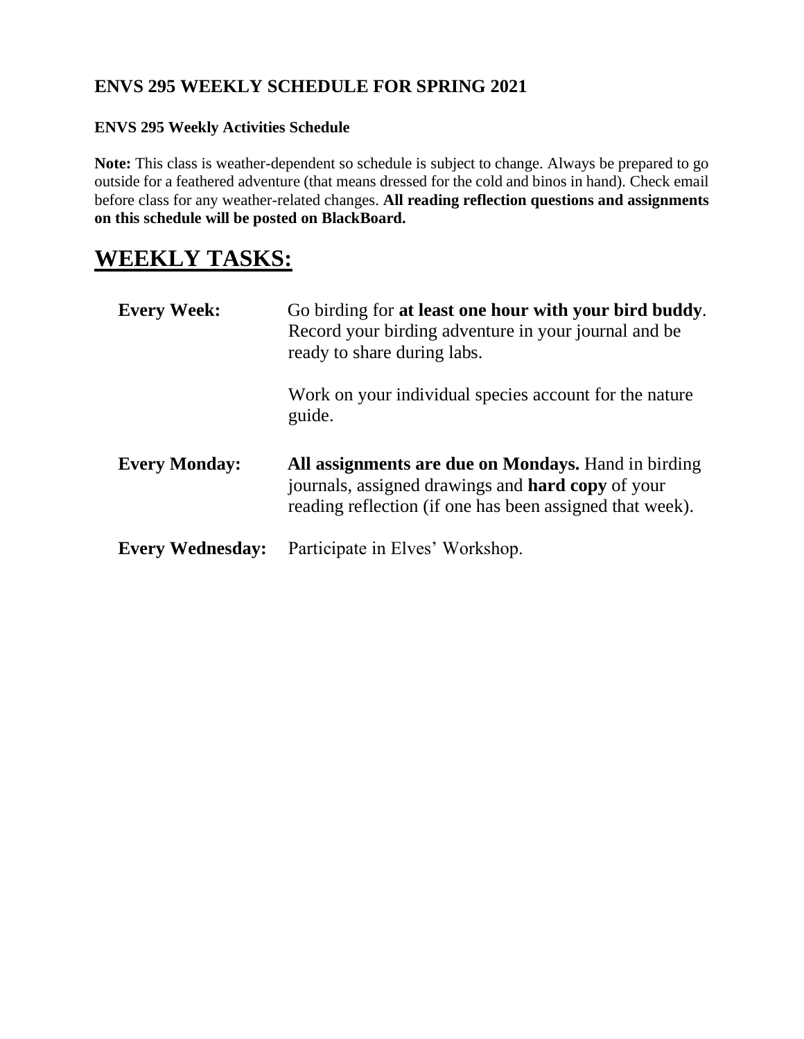## ENVS 295 WEEKLY SCHEDULE FOR SPRING 2021

### ENVS 295 Weekly Activities Schedule

**Note:** This class is weather-dependent so schedule is subject to change. Always be prepared to go outside for a feathered adventure (that means dressed for the cold and binos in hand). Check email before class for any weather-related changes. **All reading reflection questions and assignments on this schedule will be posted on BlackBoard.**

# WEEKLY TASKS:

**Every Week:** Go birding for **at least one hour with your bird buddy**. Record your birding adventure in your journal and be ready to share during labs.

Work on your individual species account for the nature guide.

**Every Monday:** **All assignments are due on Mondays.** Hand in birding journals, assigned drawings and **hard copy** of your reading reflection (if one has been assigned that week).

**Every Wednesday:** Participate in Elves' Workshop.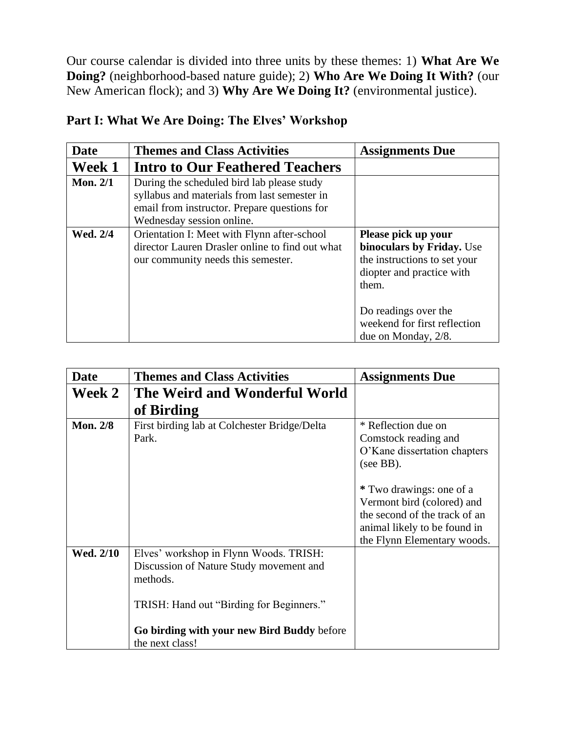Our course calendar is divided into three units by these themes: 1) **What Are We Doing?** (neighborhood-based nature guide); 2) **Who Are We Doing It With?** (our New American flock); and 3) **Why Are We Doing It?** (environmental justice).

**Part I: What We Are Doing: The Elves' Workshop**

| Date | Themes and Class Activities | Assignments Due |
|---|---|---|
| **Week 1** | **Intro to Our Feathered Teachers** | |
| **Mon. 2/1** | During the scheduled bird lab please study syllabus and materials from last semester in email from instructor. Prepare questions for Wednesday session online. | |
| **Wed. 2/4** | Orientation I: Meet with Flynn after-school director Lauren Drasler online to find out what our community needs this semester. | **Please pick up your binoculars by Friday.** Use the instructions to set your diopter and practice with them.<br><br>Do readings over the weekend for first reflection due on Monday, 2/8. |

| Date | Themes and Class Activities | Assignments Due |
|---|---|---|
| **Week 2** | **The Weird and Wonderful World of Birding** | |
| **Mon. 2/8** | First birding lab at Colchester Bridge/Delta Park. | * Reflection due on Comstock reading and O'Kane dissertation chapters (see BB).<br><br>**\*** Two drawings: one of a Vermont bird (colored) and the second of the track of an animal likely to be found in the Flynn Elementary woods. |
| **Wed. 2/10** | Elves' workshop in Flynn Woods. TRISH: Discussion of Nature Study movement and methods.<br><br>TRISH: Hand out "Birding for Beginners."<br><br>**Go birding with your new Bird Buddy** before the next class! | |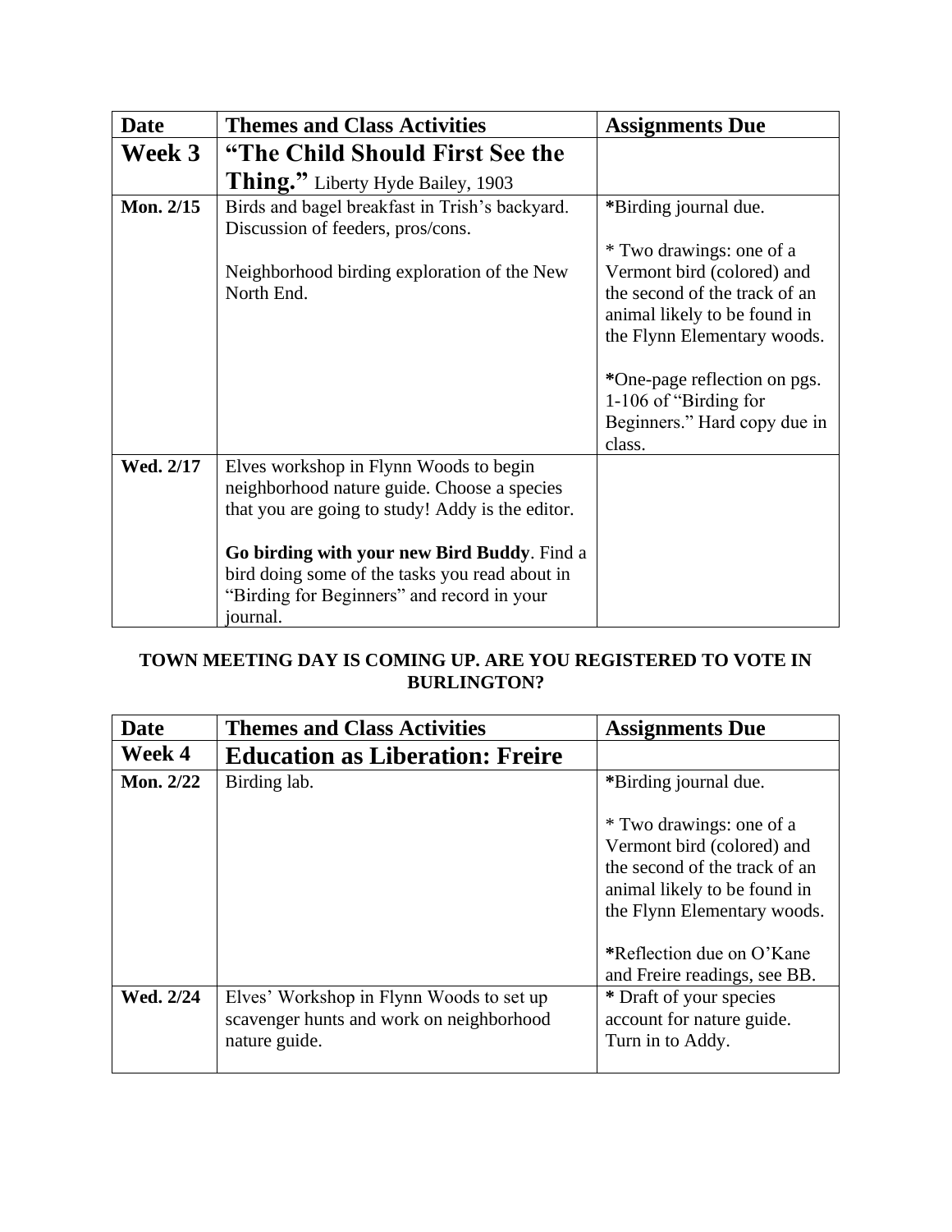| Date | Themes and Class Activities | Assignments Due |
|---|---|---|
| **Week 3** | **"The Child Should First See the Thing."** Liberty Hyde Bailey, 1903 | |
| **Mon. 2/15** | Birds and bagel breakfast in Trish's backyard. Discussion of feeders, pros/cons.<br><br>Neighborhood birding exploration of the New North End. | **\***Birding journal due.<br><br>\* Two drawings: one of a Vermont bird (colored) and the second of the track of an animal likely to be found in the Flynn Elementary woods.<br><br>**\***One-page reflection on pgs. 1-106 of "Birding for Beginners." Hard copy due in class. |
| **Wed. 2/17** | Elves workshop in Flynn Woods to begin neighborhood nature guide. Choose a species that you are going to study! Addy is the editor.<br><br>**Go birding with your new Bird Buddy**. Find a bird doing some of the tasks you read about in "Birding for Beginners" and record in your journal. | |

**TOWN MEETING DAY IS COMING UP. ARE YOU REGISTERED TO VOTE IN BURLINGTON?**

| Date | Themes and Class Activities | Assignments Due |
|---|---|---|
| **Week 4** | **Education as Liberation: Freire** | |
| **Mon. 2/22** | Birding lab. | **\***Birding journal due.<br><br>\* Two drawings: one of a Vermont bird (colored) and the second of the track of an animal likely to be found in the Flynn Elementary woods.<br><br>**\***Reflection due on O'Kane and Freire readings, see BB. |
| **Wed. 2/24** | Elves' Workshop in Flynn Woods to set up scavenger hunts and work on neighborhood nature guide. | **\*** Draft of your species account for nature guide. Turn in to Addy. |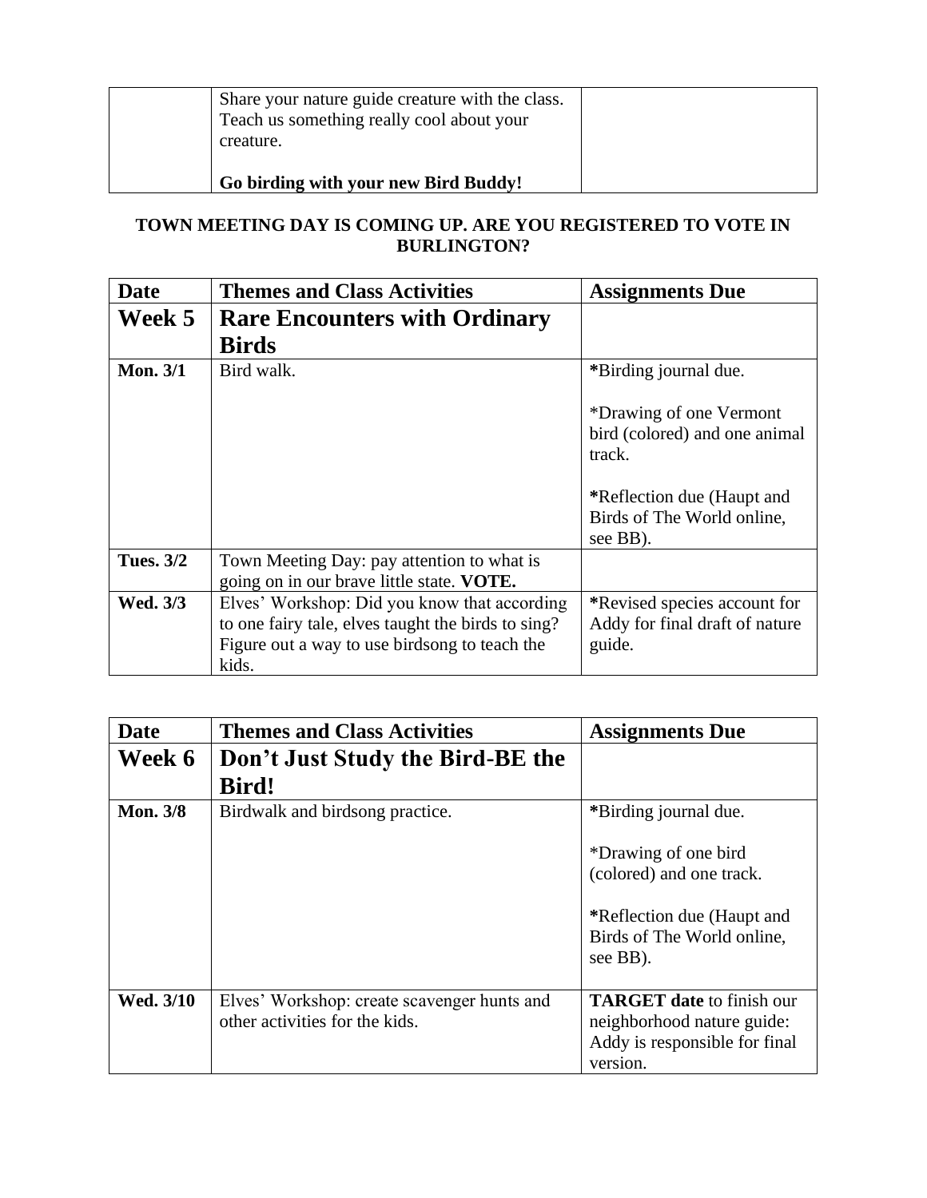| | Share your nature guide creature with the class. Teach us something really cool about your creature.<br><br>**Go birding with your new Bird Buddy!** | |
|---|---|---|

**TOWN MEETING DAY IS COMING UP. ARE YOU REGISTERED TO VOTE IN BURLINGTON?**

| Date | Themes and Class Activities | Assignments Due |
|---|---|---|
| **Week 5** | **Rare Encounters with Ordinary Birds** | |
| **Mon. 3/1** | Bird walk. | *Birding journal due.<br><br>*Drawing of one Vermont bird (colored) and one animal track.<br><br>*Reflection due (Haupt and Birds of The World online, see BB). |
| **Tues. 3/2** | Town Meeting Day: pay attention to what is going on in our brave little state. **VOTE.** | |
| **Wed. 3/3** | Elves' Workshop: Did you know that according to one fairy tale, elves taught the birds to sing? Figure out a way to use birdsong to teach the kids. | *Revised species account for Addy for final draft of nature guide. |

| Date | Themes and Class Activities | Assignments Due |
|---|---|---|
| **Week 6** | **Don't Just Study the Bird-BE the Bird!** | |
| **Mon. 3/8** | Birdwalk and birdsong practice. | *Birding journal due.<br><br>*Drawing of one bird (colored) and one track.<br><br>*Reflection due (Haupt and Birds of The World online, see BB). |
| **Wed. 3/10** | Elves' Workshop: create scavenger hunts and other activities for the kids. | **TARGET date** to finish our neighborhood nature guide: Addy is responsible for final version. |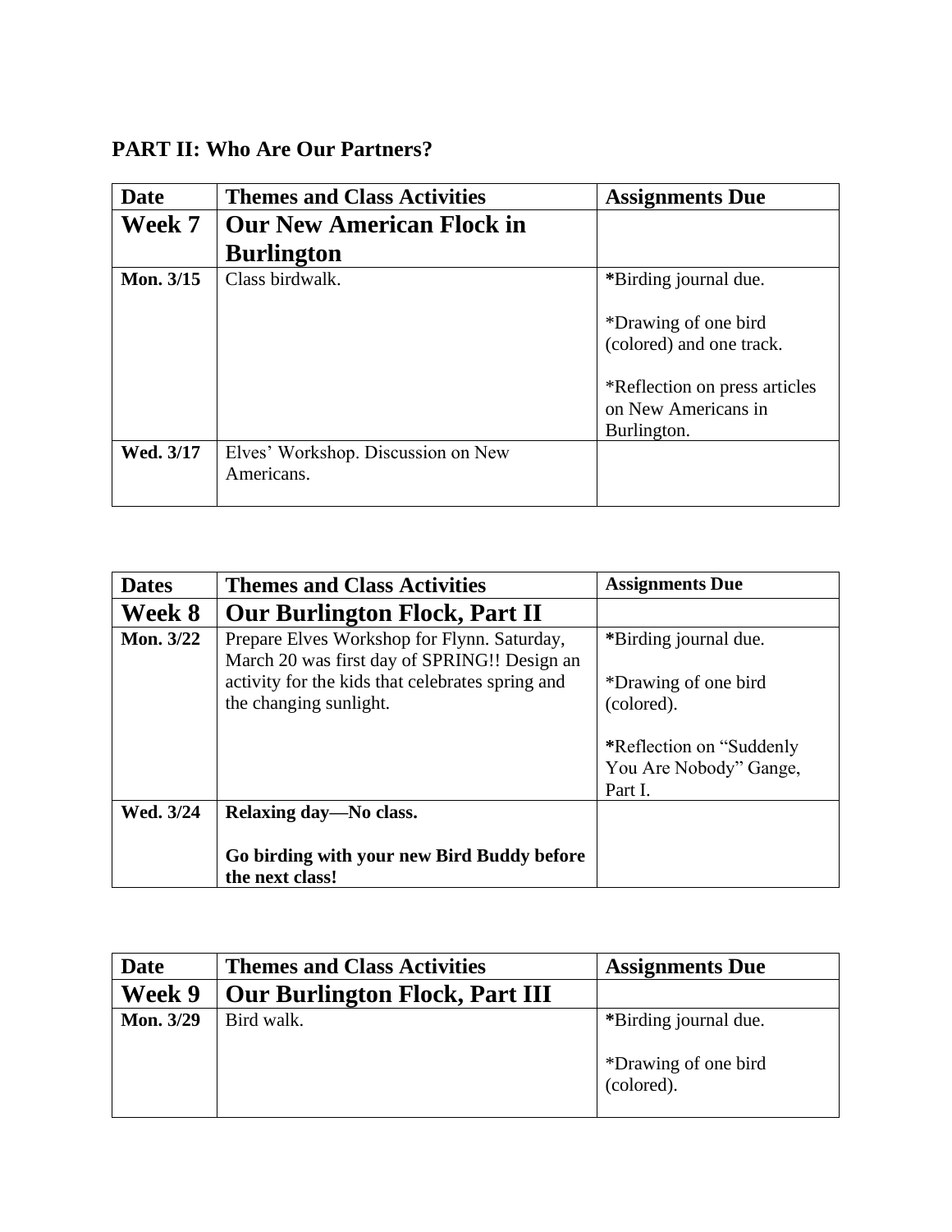## PART II: Who Are Our Partners?

| Date | Themes and Class Activities | Assignments Due |
|---|---|---|
| **Week 7** | **Our New American Flock in Burlington** | |
| **Mon. 3/15** | Class birdwalk. | *Birding journal due.<br><br>*Drawing of one bird (colored) and one track.<br><br>*Reflection on press articles on New Americans in Burlington. |
| **Wed. 3/17** | Elves' Workshop. Discussion on New Americans. | |

| Dates | Themes and Class Activities | Assignments Due |
|---|---|---|
| **Week 8** | **Our Burlington Flock, Part II** | |
| **Mon. 3/22** | Prepare Elves Workshop for Flynn. Saturday, March 20 was first day of SPRING!! Design an activity for the kids that celebrates spring and the changing sunlight. | *Birding journal due.<br><br>*Drawing of one bird (colored).<br><br>*Reflection on "Suddenly You Are Nobody" Gange, Part I. |
| **Wed. 3/24** | **Relaxing day—No class.**<br><br>**Go birding with your new Bird Buddy before the next class!** | |

| Date | Themes and Class Activities | Assignments Due |
|---|---|---|
| **Week 9** | **Our Burlington Flock, Part III** | |
| **Mon. 3/29** | Bird walk. | *Birding journal due.<br><br>*Drawing of one bird (colored). |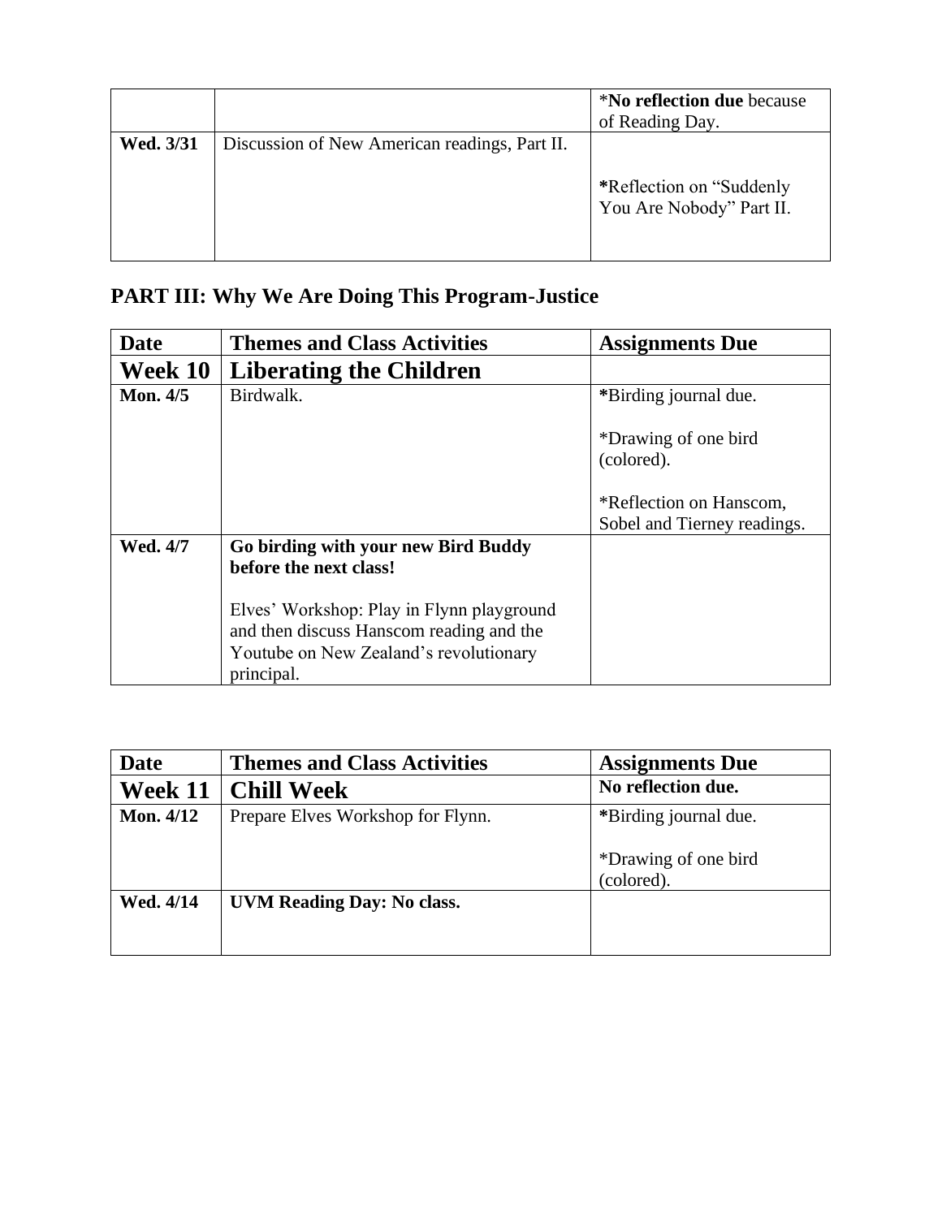| | | ***No reflection due** because of Reading Day. |
|---|---|---|
| **Wed. 3/31** | Discussion of New American readings, Part II. | ***Reflection on "Suddenly You Are Nobody" Part II. |

## PART III: Why We Are Doing This Program-Justice

| Date | Themes and Class Activities | Assignments Due |
|---|---|---|
| **Week 10** | **Liberating the Children** | |
| **Mon. 4/5** | Birdwalk. | ***Birding journal due.<br><br>*Drawing of one bird (colored).<br><br>*Reflection on Hanscom, Sobel and Tierney readings. |
| **Wed. 4/7** | **Go birding with your new Bird Buddy before the next class!**<br><br>Elves' Workshop: Play in Flynn playground and then discuss Hanscom reading and the Youtube on New Zealand's revolutionary principal. | |

| Date | Themes and Class Activities | Assignments Due |
|---|---|---|
| **Week 11** | **Chill Week** | **No reflection due.** |
| **Mon. 4/12** | Prepare Elves Workshop for Flynn. | ***Birding journal due.<br><br>*Drawing of one bird (colored). |
| **Wed. 4/14** | **UVM Reading Day: No class.** | |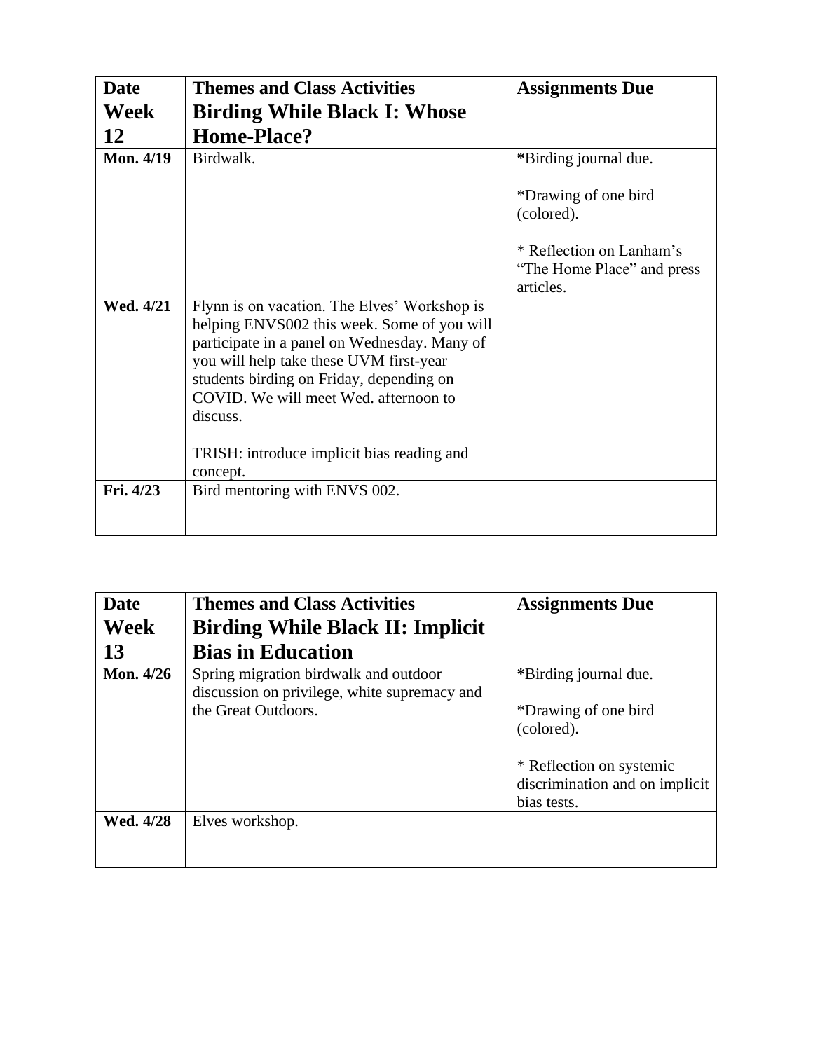| Date | Themes and Class Activities | Assignments Due |
|---|---|---|
| **Week 12** | **Birding While Black I: Whose Home-Place?** | |
| **Mon. 4/19** | Birdwalk. | ***Birding journal due.**<br><br>*Drawing of one bird (colored).<br><br>* Reflection on Lanham's "The Home Place" and press articles. |
| **Wed. 4/21** | Flynn is on vacation. The Elves' Workshop is helping ENVS002 this week. Some of you will participate in a panel on Wednesday. Many of you will help take these UVM first-year students birding on Friday, depending on COVID. We will meet Wed. afternoon to discuss.<br><br>TRISH: introduce implicit bias reading and concept. | |
| **Fri. 4/23** | Bird mentoring with ENVS 002. | |

| Date | Themes and Class Activities | Assignments Due |
|---|---|---|
| **Week 13** | **Birding While Black II: Implicit Bias in Education** | |
| **Mon. 4/26** | Spring migration birdwalk and outdoor discussion on privilege, white supremacy and the Great Outdoors. | ***Birding journal due.**<br><br>*Drawing of one bird (colored).<br><br>* Reflection on systemic discrimination and on implicit bias tests. |
| **Wed. 4/28** | Elves workshop. | |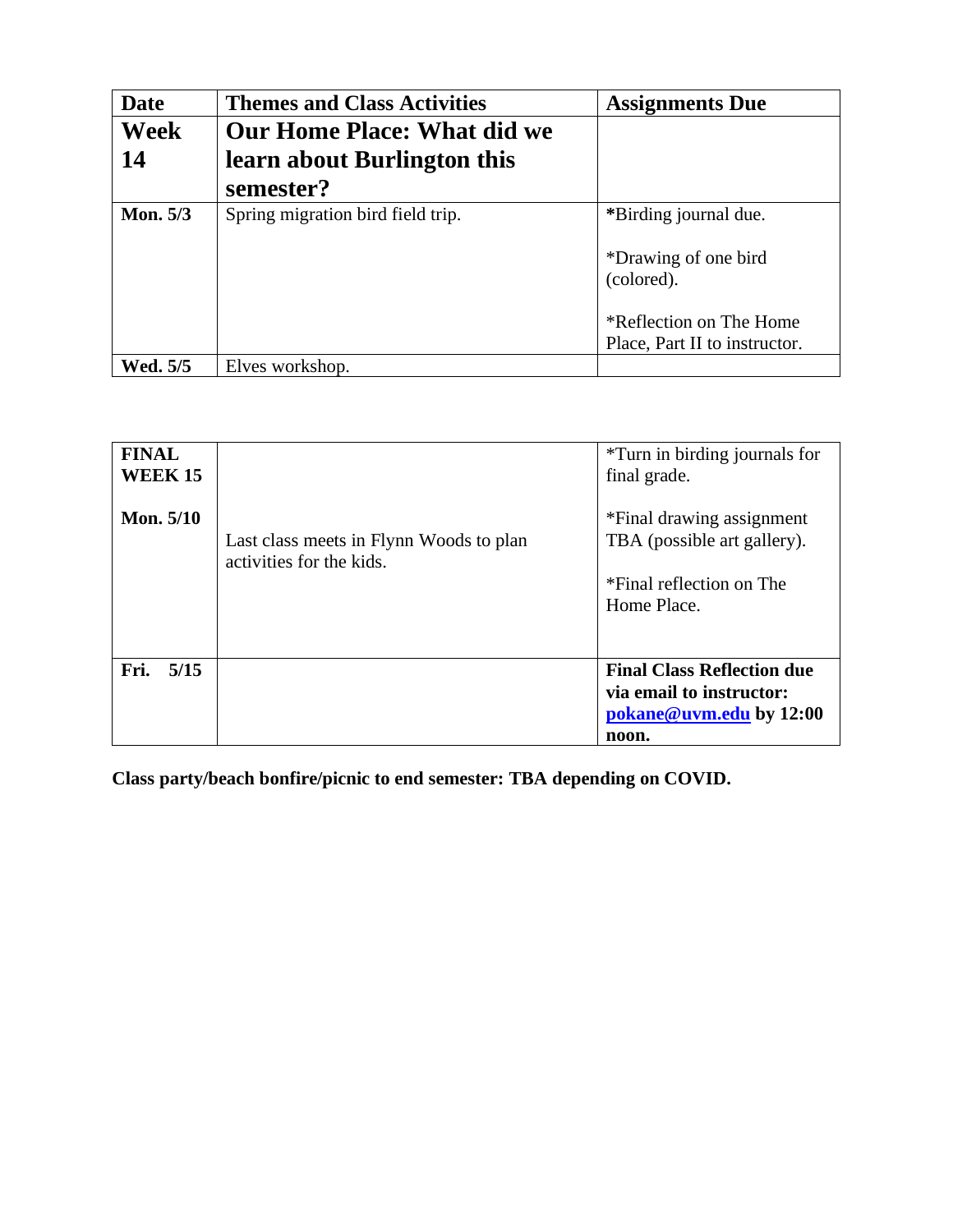| Date | Themes and Class Activities | Assignments Due |
|---|---|---|
| **Week 14** | **Our Home Place: What did we learn about Burlington this semester?** | |
| **Mon. 5/3** | Spring migration bird field trip. | ***Birding journal due.** <br><br> *Drawing of one bird (colored). <br><br> *Reflection on The Home Place, Part II to instructor. |
| **Wed. 5/5** | Elves workshop. | |

| | | |
|---|---|---|
| **FINAL WEEK 15** <br><br> **Mon. 5/10** | Last class meets in Flynn Woods to plan activities for the kids. | *Turn in birding journals for final grade. <br><br> *Final drawing assignment TBA (possible art gallery). <br><br> *Final reflection on The Home Place. |
| **Fri. 5/15** | | **Final Class Reflection due via email to instructor: pokane@uvm.edu by 12:00 noon.** |

**Class party/beach bonfire/picnic to end semester: TBA depending on COVID.**